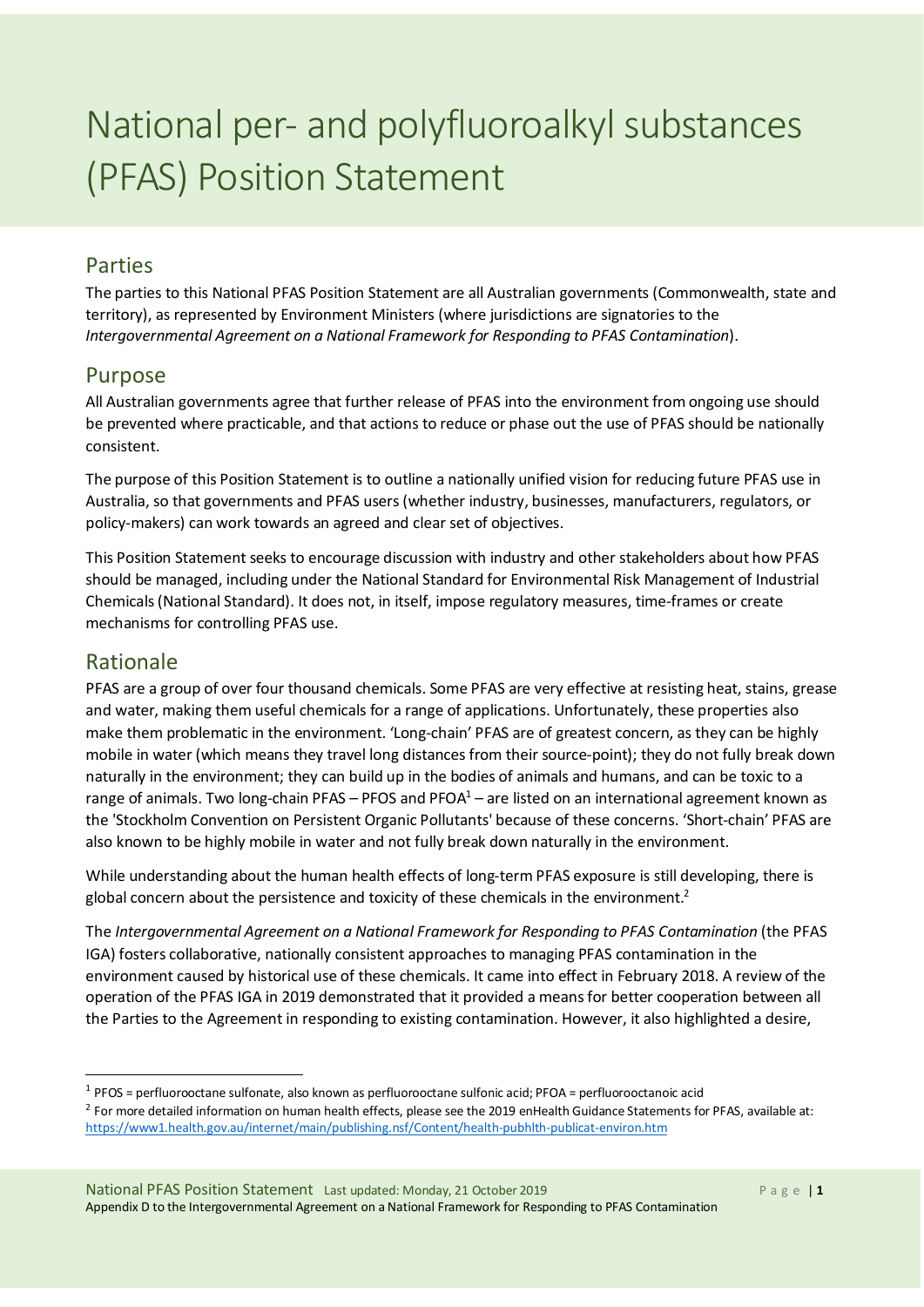# National per- and polyfluoroalkyl substances (PFAS) Position Statement

## Parties

The parties to this National PFAS Position Statement are all Australian governments (Commonwealth, state and territory), as represented by Environment Ministers (where jurisdictions are signatories to the *Intergovernmental Agreement on a National Framework for Responding to PFAS Contamination*).

## Purpose

All Australian governments agree that further release of PFAS into the environment from ongoing use should be prevented where practicable, and that actions to reduce or phase out the use of PFAS should be nationally consistent.

The purpose of this Position Statement is to outline a nationally unified vision for reducing future PFAS use in Australia, so that governments and PFAS users (whether industry, businesses, manufacturers, regulators, or policy-makers) can work towards an agreed and clear set of objectives.

This Position Statement seeks to encourage discussion with industry and other stakeholders about how PFAS should be managed, including under the National Standard for Environmental Risk Management of Industrial Chemicals (National Standard). It does not, in itself, impose regulatory measures, time-frames or create mechanisms for controlling PFAS use.

## Rationale

PFAS are a group of over four thousand chemicals. Some PFAS are very effective at resisting heat, stains, grease and water, making them useful chemicals for a range of applications. Unfortunately, these properties also make them problematic in the environment. 'Long-chain' PFAS are of greatest concern, as they can be highly mobile in water (which means they travel long distances from their source-point); they do not fully break down naturally in the environment; they can build up in the bodies of animals and humans, and can be toxic to a range of animals. Two long-chain PFAS – PFOS and PFOA[1] – are listed on an international agreement known as the 'Stockholm Convention on Persistent Organic Pollutants' because of these concerns. 'Short-chain' PFAS are also known to be highly mobile in water and not fully break down naturally in the environment.

While understanding about the human health effects of long-term PFAS exposure is still developing, there is global concern about the persistence and toxicity of these chemicals in the environment.[2]

The *Intergovernmental Agreement on a National Framework for Responding to PFAS Contamination* (the PFAS IGA) fosters collaborative, nationally consistent approaches to managing PFAS contamination in the environment caused by historical use of these chemicals. It came into effect in February 2018. A review of the operation of the PFAS IGA in 2019 demonstrated that it provided a means for better cooperation between all the Parties to the Agreement in responding to existing contamination. However, it also highlighted a desire,

---

[1] PFOS = perfluorooctane sulfonate, also known as perfluorooctane sulfonic acid; PFOA = perfluorooctanoic acid

[2] For more detailed information on human health effects, please see the 2019 enHealth Guidance Statements for PFAS, available at: https://www1.health.gov.au/internet/main/publishing.nsf/Content/health-pubhlth-publicat-environ.htm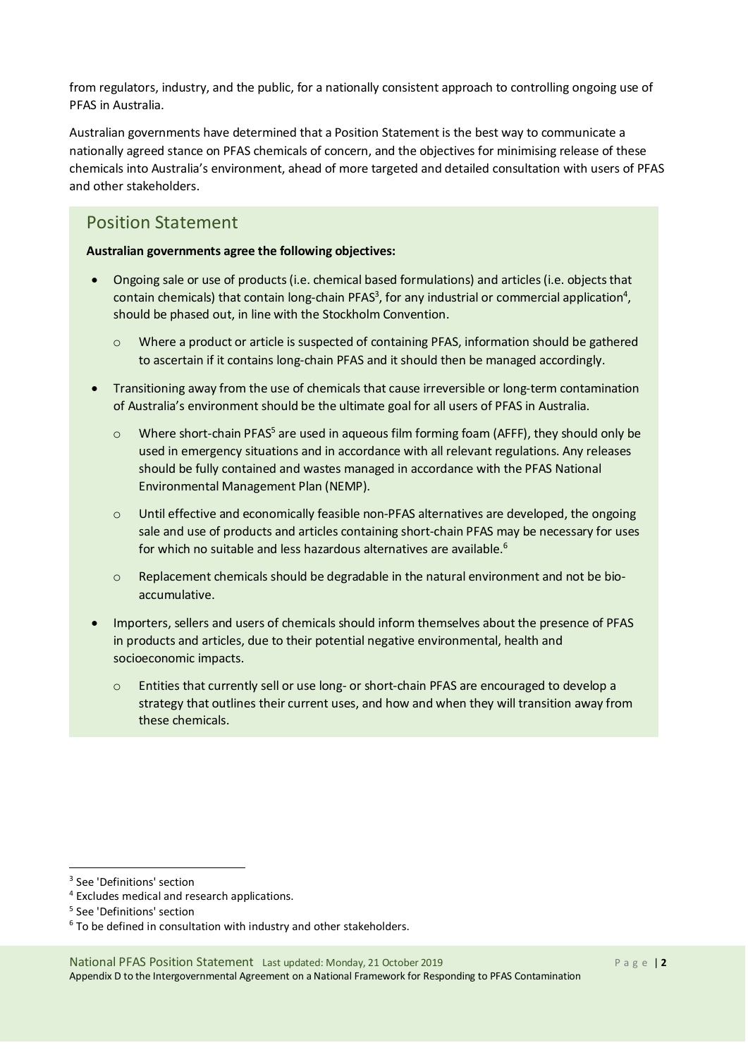from regulators, industry, and the public, for a nationally consistent approach to controlling ongoing use of PFAS in Australia.

Australian governments have determined that a Position Statement is the best way to communicate a nationally agreed stance on PFAS chemicals of concern, and the objectives for minimising release of these chemicals into Australia's environment, ahead of more targeted and detailed consultation with users of PFAS and other stakeholders.

## Position Statement

**Australian governments agree the following objectives:**

- Ongoing sale or use of products (i.e. chemical based formulations) and articles (i.e. objects that contain chemicals) that contain long-chain PFAS[3], for any industrial or commercial application[4], should be phased out, in line with the Stockholm Convention.
  - Where a product or article is suspected of containing PFAS, information should be gathered to ascertain if it contains long-chain PFAS and it should then be managed accordingly.
- Transitioning away from the use of chemicals that cause irreversible or long-term contamination of Australia's environment should be the ultimate goal for all users of PFAS in Australia.
  - Where short-chain PFAS[5] are used in aqueous film forming foam (AFFF), they should only be used in emergency situations and in accordance with all relevant regulations. Any releases should be fully contained and wastes managed in accordance with the PFAS National Environmental Management Plan (NEMP).
  - Until effective and economically feasible non-PFAS alternatives are developed, the ongoing sale and use of products and articles containing short-chain PFAS may be necessary for uses for which no suitable and less hazardous alternatives are available.[6]
  - Replacement chemicals should be degradable in the natural environment and not be bio-accumulative.
- Importers, sellers and users of chemicals should inform themselves about the presence of PFAS in products and articles, due to their potential negative environmental, health and socioeconomic impacts.
  - Entities that currently sell or use long- or short-chain PFAS are encouraged to develop a strategy that outlines their current uses, and how and when they will transition away from these chemicals.

---

[3] See 'Definitions' section

[4] Excludes medical and research applications.

[5] See 'Definitions' section

[6] To be defined in consultation with industry and other stakeholders.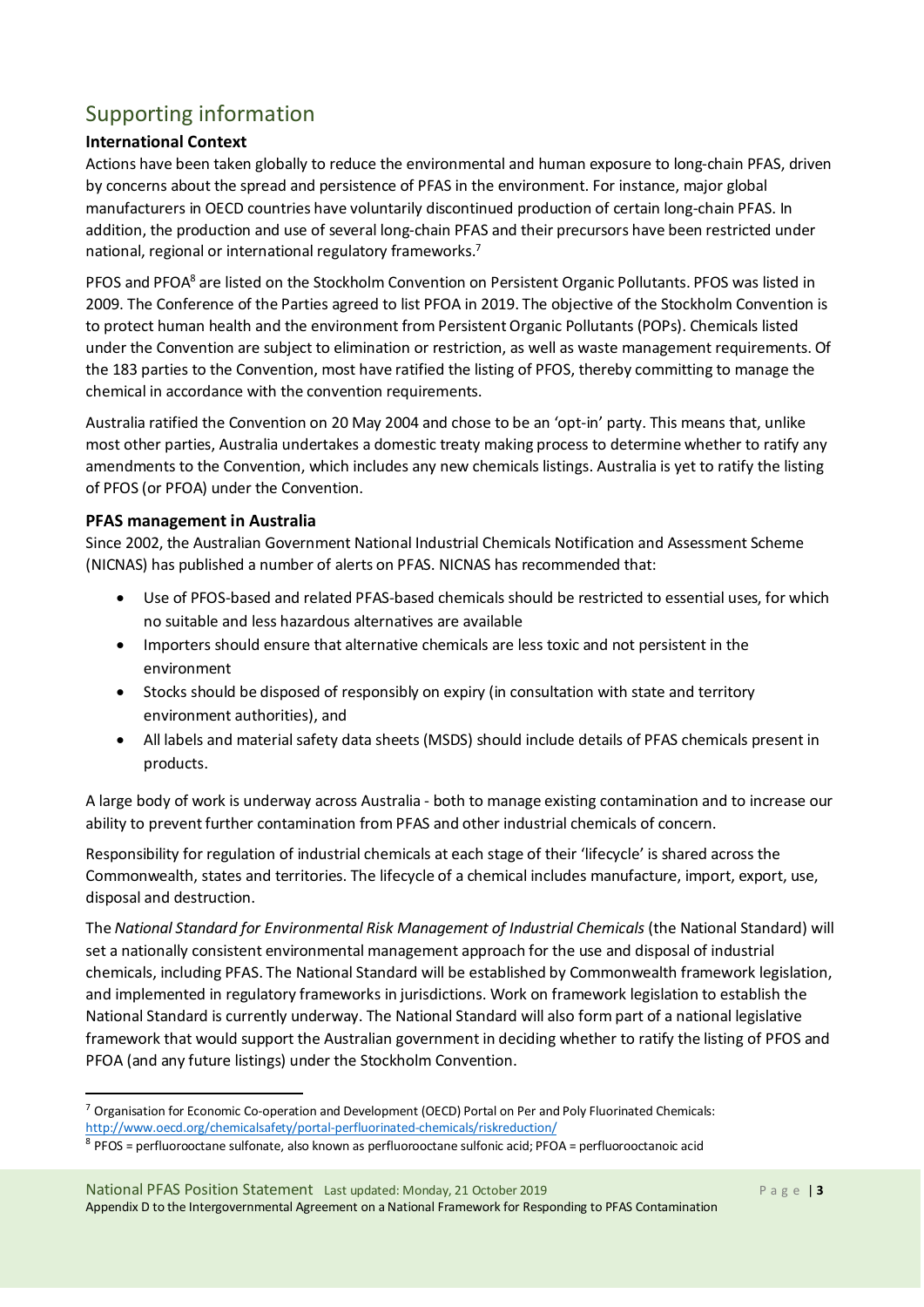# Supporting information

### International Context

Actions have been taken globally to reduce the environmental and human exposure to long-chain PFAS, driven by concerns about the spread and persistence of PFAS in the environment. For instance, major global manufacturers in OECD countries have voluntarily discontinued production of certain long-chain PFAS. In addition, the production and use of several long-chain PFAS and their precursors have been restricted under national, regional or international regulatory frameworks.[7]

PFOS and PFOA[8] are listed on the Stockholm Convention on Persistent Organic Pollutants. PFOS was listed in 2009. The Conference of the Parties agreed to list PFOA in 2019. The objective of the Stockholm Convention is to protect human health and the environment from Persistent Organic Pollutants (POPs). Chemicals listed under the Convention are subject to elimination or restriction, as well as waste management requirements. Of the 183 parties to the Convention, most have ratified the listing of PFOS, thereby committing to manage the chemical in accordance with the convention requirements.

Australia ratified the Convention on 20 May 2004 and chose to be an 'opt-in' party. This means that, unlike most other parties, Australia undertakes a domestic treaty making process to determine whether to ratify any amendments to the Convention, which includes any new chemicals listings. Australia is yet to ratify the listing of PFOS (or PFOA) under the Convention.

### PFAS management in Australia

Since 2002, the Australian Government National Industrial Chemicals Notification and Assessment Scheme (NICNAS) has published a number of alerts on PFAS. NICNAS has recommended that:

- Use of PFOS-based and related PFAS-based chemicals should be restricted to essential uses, for which no suitable and less hazardous alternatives are available
- Importers should ensure that alternative chemicals are less toxic and not persistent in the environment
- Stocks should be disposed of responsibly on expiry (in consultation with state and territory environment authorities), and
- All labels and material safety data sheets (MSDS) should include details of PFAS chemicals present in products.

A large body of work is underway across Australia - both to manage existing contamination and to increase our ability to prevent further contamination from PFAS and other industrial chemicals of concern.

Responsibility for regulation of industrial chemicals at each stage of their 'lifecycle' is shared across the Commonwealth, states and territories. The lifecycle of a chemical includes manufacture, import, export, use, disposal and destruction.

The *National Standard for Environmental Risk Management of Industrial Chemicals* (the National Standard) will set a nationally consistent environmental management approach for the use and disposal of industrial chemicals, including PFAS. The National Standard will be established by Commonwealth framework legislation, and implemented in regulatory frameworks in jurisdictions. Work on framework legislation to establish the National Standard is currently underway. The National Standard will also form part of a national legislative framework that would support the Australian government in deciding whether to ratify the listing of PFOS and PFOA (and any future listings) under the Stockholm Convention.

---

[7] Organisation for Economic Co-operation and Development (OECD) Portal on Per and Poly Fluorinated Chemicals: http://www.oecd.org/chemicalsafety/portal-perfluorinated-chemicals/riskreduction/

[8] PFOS = perfluorooctane sulfonate, also known as perfluorooctane sulfonic acid; PFOA = perfluorooctanoic acid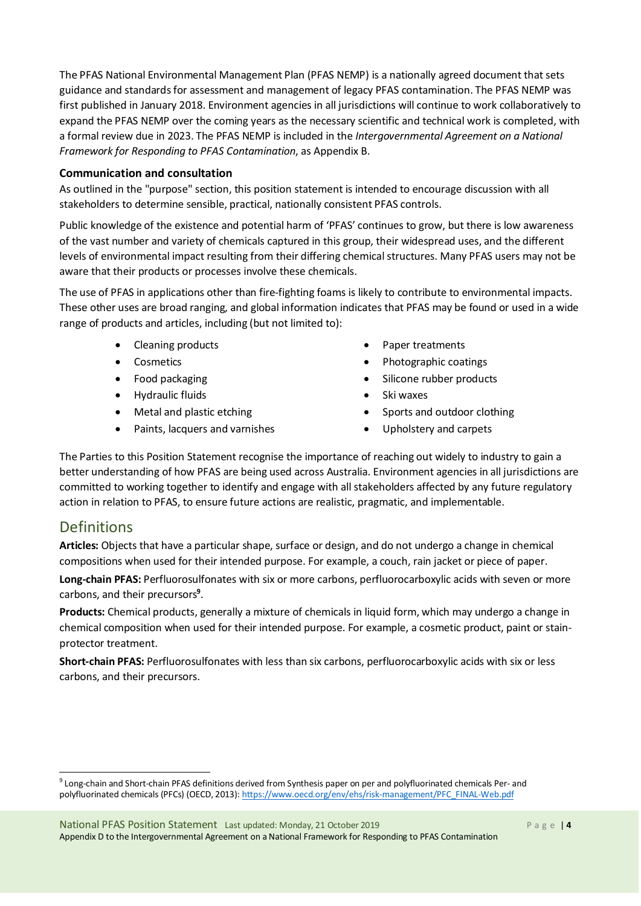The PFAS National Environmental Management Plan (PFAS NEMP) is a nationally agreed document that sets guidance and standards for assessment and management of legacy PFAS contamination. The PFAS NEMP was first published in January 2018. Environment agencies in all jurisdictions will continue to work collaboratively to expand the PFAS NEMP over the coming years as the necessary scientific and technical work is completed, with a formal review due in 2023. The PFAS NEMP is included in the *Intergovernmental Agreement on a National Framework for Responding to PFAS Contamination*, as Appendix B.

**Communication and consultation**

As outlined in the "purpose" section, this position statement is intended to encourage discussion with all stakeholders to determine sensible, practical, nationally consistent PFAS controls.

Public knowledge of the existence and potential harm of 'PFAS' continues to grow, but there is low awareness of the vast number and variety of chemicals captured in this group, their widespread uses, and the different levels of environmental impact resulting from their differing chemical structures. Many PFAS users may not be aware that their products or processes involve these chemicals.

The use of PFAS in applications other than fire-fighting foams is likely to contribute to environmental impacts. These other uses are broad ranging, and global information indicates that PFAS may be found or used in a wide range of products and articles, including (but not limited to):

- Cleaning products
- Cosmetics
- Food packaging
- Hydraulic fluids
- Metal and plastic etching
- Paints, lacquers and varnishes
- Paper treatments
- Photographic coatings
- Silicone rubber products
- Ski waxes
- Sports and outdoor clothing
- Upholstery and carpets

The Parties to this Position Statement recognise the importance of reaching out widely to industry to gain a better understanding of how PFAS are being used across Australia. Environment agencies in all jurisdictions are committed to working together to identify and engage with all stakeholders affected by any future regulatory action in relation to PFAS, to ensure future actions are realistic, pragmatic, and implementable.

## Definitions

**Articles:** Objects that have a particular shape, surface or design, and do not undergo a change in chemical compositions when used for their intended purpose. For example, a couch, rain jacket or piece of paper.

**Long-chain PFAS:** Perfluorosulfonates with six or more carbons, perfluorocarboxylic acids with seven or more carbons, and their precursors[9].

**Products:** Chemical products, generally a mixture of chemicals in liquid form, which may undergo a change in chemical composition when used for their intended purpose. For example, a cosmetic product, paint or stain-protector treatment.

**Short-chain PFAS:** Perfluorosulfonates with less than six carbons, perfluorocarboxylic acids with six or less carbons, and their precursors.

[9] Long-chain and Short-chain PFAS definitions derived from Synthesis paper on per and polyfluorinated chemicals Per- and polyfluorinated chemicals (PFCs) (OECD, 2013): https://www.oecd.org/env/ehs/risk-management/PFC_FINAL-Web.pdf